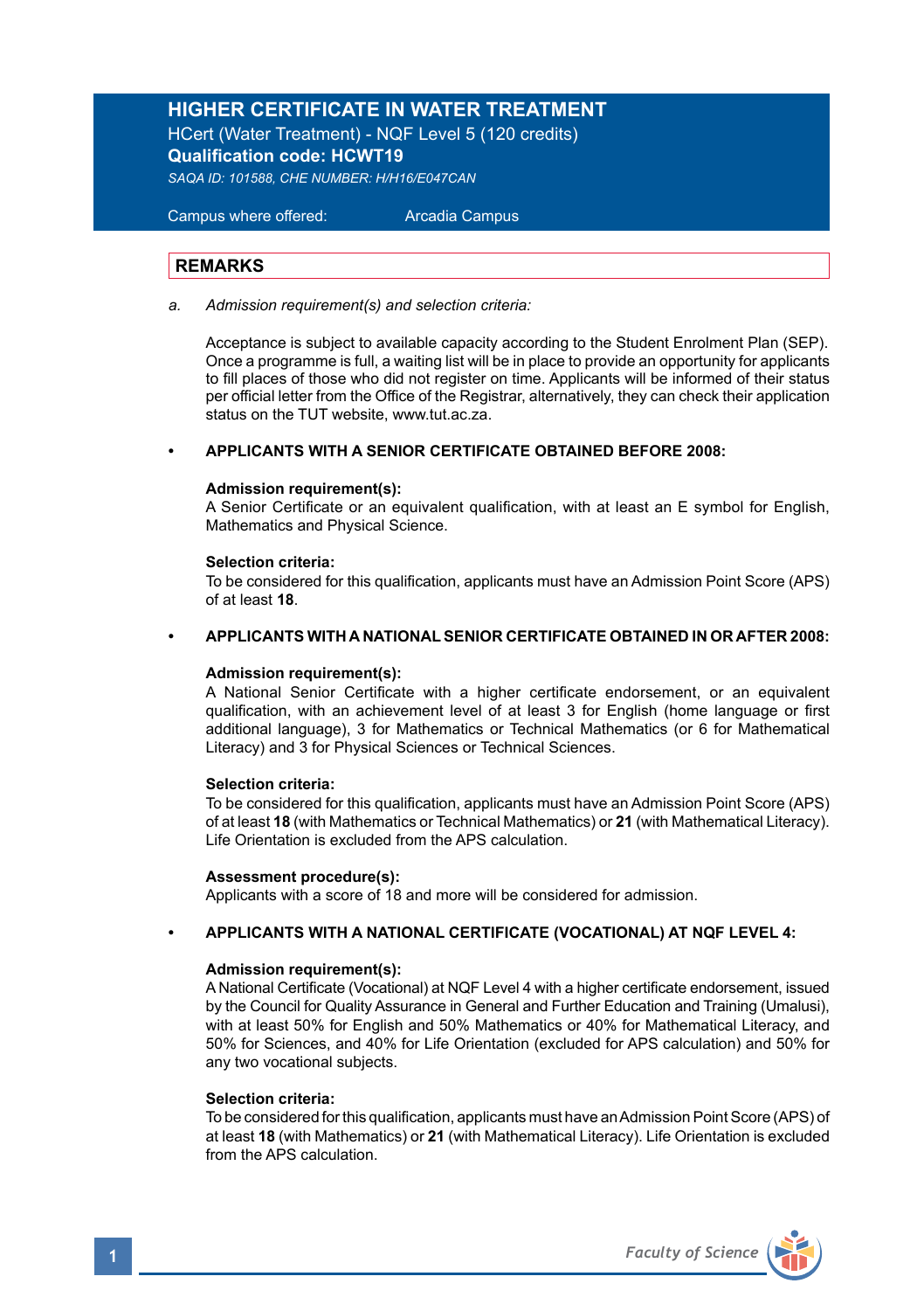# HIGHER CERTIFICATE IN WATER TREATMENT

HCert (Water Treatment) - NQF Level 5 (120 credits)

**Qualification code: HCWT19**

*SAQA ID: 101588, CHE NUMBER: H/H16/E047CAN*

Campus where offered: Arcadia Campus

## REMARKS

a. *Admission requirement(s) and selection criteria:*

Acceptance is subject to available capacity according to the Student Enrolment Plan (SEP). Once a programme is full, a waiting list will be in place to provide an opportunity for applicants to fill places of those who did not register on time. Applicants will be informed of their status per official letter from the Office of the Registrar, alternatively, they can check their application status on the TUT website, www.tut.ac.za.

- **APPLICANTS WITH A SENIOR CERTIFICATE OBTAINED BEFORE 2008:**

  **Admission requirement(s):**
  A Senior Certificate or an equivalent qualification, with at least an E symbol for English, Mathematics and Physical Science.

  **Selection criteria:**
  To be considered for this qualification, applicants must have an Admission Point Score (APS) of at least **18**.

- **APPLICANTS WITH A NATIONAL SENIOR CERTIFICATE OBTAINED IN OR AFTER 2008:**

  **Admission requirement(s):**
  A National Senior Certificate with a higher certificate endorsement, or an equivalent qualification, with an achievement level of at least 3 for English (home language or first additional language), 3 for Mathematics or Technical Mathematics (or 6 for Mathematical Literacy) and 3 for Physical Sciences or Technical Sciences.

  **Selection criteria:**
  To be considered for this qualification, applicants must have an Admission Point Score (APS) of at least **18** (with Mathematics or Technical Mathematics) or **21** (with Mathematical Literacy). Life Orientation is excluded from the APS calculation.

  **Assessment procedure(s):**
  Applicants with a score of 18 and more will be considered for admission.

- **APPLICANTS WITH A NATIONAL CERTIFICATE (VOCATIONAL) AT NQF LEVEL 4:**

  **Admission requirement(s):**
  A National Certificate (Vocational) at NQF Level 4 with a higher certificate endorsement, issued by the Council for Quality Assurance in General and Further Education and Training (Umalusi), with at least 50% for English and 50% Mathematics or 40% for Mathematical Literacy, and 50% for Sciences, and 40% for Life Orientation (excluded for APS calculation) and 50% for any two vocational subjects.

  **Selection criteria:**
  To be considered for this qualification, applicants must have an Admission Point Score (APS) of at least **18** (with Mathematics) or **21** (with Mathematical Literacy). Life Orientation is excluded from the APS calculation.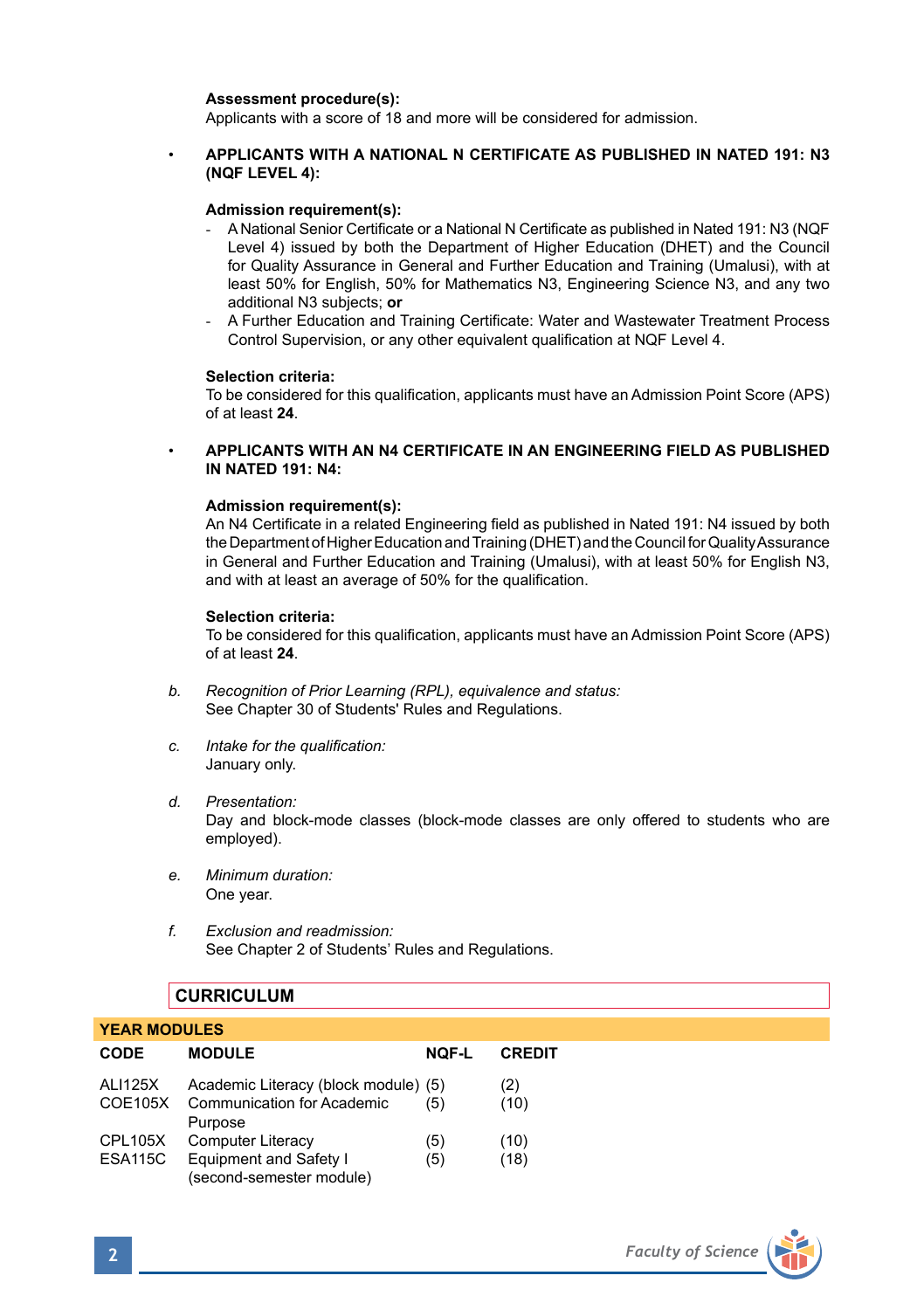**Assessment procedure(s):**
Applicants with a score of 18 and more will be considered for admission.

- **APPLICANTS WITH A NATIONAL N CERTIFICATE AS PUBLISHED IN NATED 191: N3 (NQF LEVEL 4):**

  **Admission requirement(s):**
  - A National Senior Certificate or a National N Certificate as published in Nated 191: N3 (NQF Level 4) issued by both the Department of Higher Education (DHET) and the Council for Quality Assurance in General and Further Education and Training (Umalusi), with at least 50% for English, 50% for Mathematics N3, Engineering Science N3, and any two additional N3 subjects; **or**
  - A Further Education and Training Certificate: Water and Wastewater Treatment Process Control Supervision, or any other equivalent qualification at NQF Level 4.

  **Selection criteria:**
  To be considered for this qualification, applicants must have an Admission Point Score (APS) of at least **24**.

- **APPLICANTS WITH AN N4 CERTIFICATE IN AN ENGINEERING FIELD AS PUBLISHED IN NATED 191: N4:**

  **Admission requirement(s):**
  An N4 Certificate in a related Engineering field as published in Nated 191: N4 issued by both the Department of Higher Education and Training (DHET) and the Council for Quality Assurance in General and Further Education and Training (Umalusi), with at least 50% for English N3, and with at least an average of 50% for the qualification.

  **Selection criteria:**
  To be considered for this qualification, applicants must have an Admission Point Score (APS) of at least **24**.

b. *Recognition of Prior Learning (RPL), equivalence and status:*
   See Chapter 30 of Students' Rules and Regulations.

c. *Intake for the qualification:*
   January only.

d. *Presentation:*
   Day and block-mode classes (block-mode classes are only offered to students who are employed).

e. *Minimum duration:*
   One year.

f. *Exclusion and readmission:*
   See Chapter 2 of Students' Rules and Regulations.

## CURRICULUM

**YEAR MODULES**

| CODE | MODULE | NQF-L | CREDIT |
|---|---|---|---|
| ALI125X | Academic Literacy (block module) | (5) | (2) |
| COE105X | Communication for Academic Purpose | (5) | (10) |
| CPL105X | Computer Literacy | (5) | (10) |
| ESA115C | Equipment and Safety I (second-semester module) | (5) | (18) |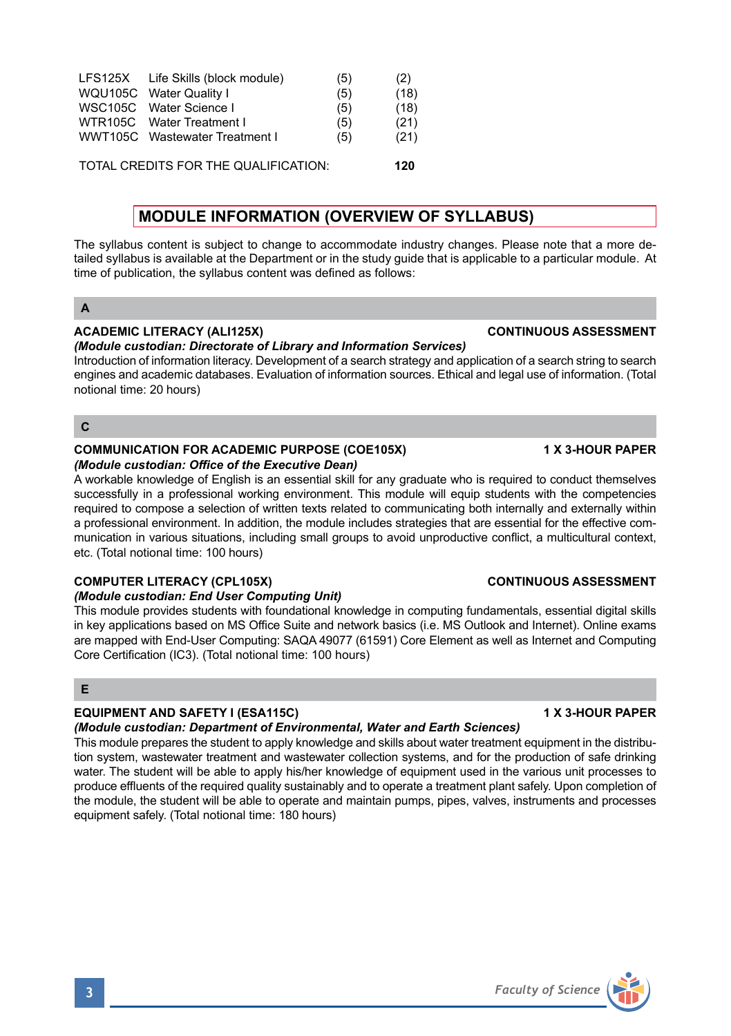| | | | |
|---|---|---|---|
| LFS125X | Life Skills (block module) | (5) | (2) |
| WQU105C | Water Quality I | (5) | (18) |
| WSC105C | Water Science I | (5) | (18) |
| WTR105C | Water Treatment I | (5) | (21) |
| WWT105C | Wastewater Treatment I | (5) | (21) |

TOTAL CREDITS FOR THE QUALIFICATION: **120**

## MODULE INFORMATION (OVERVIEW OF SYLLABUS)

The syllabus content is subject to change to accommodate industry changes. Please note that a more detailed syllabus is available at the Department or in the study guide that is applicable to a particular module. At time of publication, the syllabus content was defined as follows:

### A

**ACADEMIC LITERACY (ALI125X)** — **CONTINUOUS ASSESSMENT**

***(Module custodian: Directorate of Library and Information Services)***

Introduction of information literacy. Development of a search strategy and application of a search string to search engines and academic databases. Evaluation of information sources. Ethical and legal use of information. (Total notional time: 20 hours)

### C

**COMMUNICATION FOR ACADEMIC PURPOSE (COE105X)** — **1 X 3-HOUR PAPER**

***(Module custodian: Office of the Executive Dean)***

A workable knowledge of English is an essential skill for any graduate who is required to conduct themselves successfully in a professional working environment. This module will equip students with the competencies required to compose a selection of written texts related to communicating both internally and externally within a professional environment. In addition, the module includes strategies that are essential for the effective communication in various situations, including small groups to avoid unproductive conflict, a multicultural context, etc. (Total notional time: 100 hours)

**COMPUTER LITERACY (CPL105X)** — **CONTINUOUS ASSESSMENT**

***(Module custodian: End User Computing Unit)***

This module provides students with foundational knowledge in computing fundamentals, essential digital skills in key applications based on MS Office Suite and network basics (i.e. MS Outlook and Internet). Online exams are mapped with End-User Computing: SAQA 49077 (61591) Core Element as well as Internet and Computing Core Certification (IC3). (Total notional time: 100 hours)

### E

**EQUIPMENT AND SAFETY I (ESA115C)** — **1 X 3-HOUR PAPER**

***(Module custodian: Department of Environmental, Water and Earth Sciences)***

This module prepares the student to apply knowledge and skills about water treatment equipment in the distribution system, wastewater treatment and wastewater collection systems, and for the production of safe drinking water. The student will be able to apply his/her knowledge of equipment used in the various unit processes to produce effluents of the required quality sustainably and to operate a treatment plant safely. Upon completion of the module, the student will be able to operate and maintain pumps, pipes, valves, instruments and processes equipment safely. (Total notional time: 180 hours)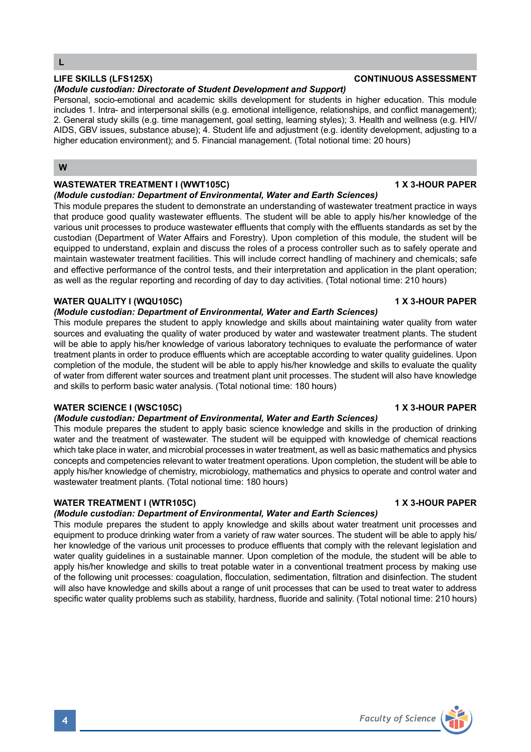## L

**LIFE SKILLS (LFS125X)** **CONTINUOUS ASSESSMENT**

***(Module custodian: Directorate of Student Development and Support)***

Personal, socio-emotional and academic skills development for students in higher education. This module includes 1. Intra- and interpersonal skills (e.g. emotional intelligence, relationships, and conflict management); 2. General study skills (e.g. time management, goal setting, learning styles); 3. Health and wellness (e.g. HIV/AIDS, GBV issues, substance abuse); 4. Student life and adjustment (e.g. identity development, adjusting to a higher education environment); and 5. Financial management. (Total notional time: 20 hours)

## W

**WASTEWATER TREATMENT I (WWT105C)** **1 X 3-HOUR PAPER**

***(Module custodian: Department of Environmental, Water and Earth Sciences)***

This module prepares the student to demonstrate an understanding of wastewater treatment practice in ways that produce good quality wastewater effluents. The student will be able to apply his/her knowledge of the various unit processes to produce wastewater effluents that comply with the effluents standards as set by the custodian (Department of Water Affairs and Forestry). Upon completion of this module, the student will be equipped to understand, explain and discuss the roles of a process controller such as to safely operate and maintain wastewater treatment facilities. This will include correct handling of machinery and chemicals; safe and effective performance of the control tests, and their interpretation and application in the plant operation; as well as the regular reporting and recording of day to day activities. (Total notional time: 210 hours)

**WATER QUALITY I (WQU105C)** **1 X 3-HOUR PAPER**

***(Module custodian: Department of Environmental, Water and Earth Sciences)***

This module prepares the student to apply knowledge and skills about maintaining water quality from water sources and evaluating the quality of water produced by water and wastewater treatment plants. The student will be able to apply his/her knowledge of various laboratory techniques to evaluate the performance of water treatment plants in order to produce effluents which are acceptable according to water quality guidelines. Upon completion of the module, the student will be able to apply his/her knowledge and skills to evaluate the quality of water from different water sources and treatment plant unit processes. The student will also have knowledge and skills to perform basic water analysis. (Total notional time: 180 hours)

**WATER SCIENCE I (WSC105C)** **1 X 3-HOUR PAPER**

***(Module custodian: Department of Environmental, Water and Earth Sciences)***

This module prepares the student to apply basic science knowledge and skills in the production of drinking water and the treatment of wastewater. The student will be equipped with knowledge of chemical reactions which take place in water, and microbial processes in water treatment, as well as basic mathematics and physics concepts and competencies relevant to water treatment operations. Upon completion, the student will be able to apply his/her knowledge of chemistry, microbiology, mathematics and physics to operate and control water and wastewater treatment plants. (Total notional time: 180 hours)

**WATER TREATMENT I (WTR105C)** **1 X 3-HOUR PAPER**

***(Module custodian: Department of Environmental, Water and Earth Sciences)***

This module prepares the student to apply knowledge and skills about water treatment unit processes and equipment to produce drinking water from a variety of raw water sources. The student will be able to apply his/her knowledge of the various unit processes to produce effluents that comply with the relevant legislation and water quality guidelines in a sustainable manner. Upon completion of the module, the student will be able to apply his/her knowledge and skills to treat potable water in a conventional treatment process by making use of the following unit processes: coagulation, flocculation, sedimentation, filtration and disinfection. The student will also have knowledge and skills about a range of unit processes that can be used to treat water to address specific water quality problems such as stability, hardness, fluoride and salinity. (Total notional time: 210 hours)